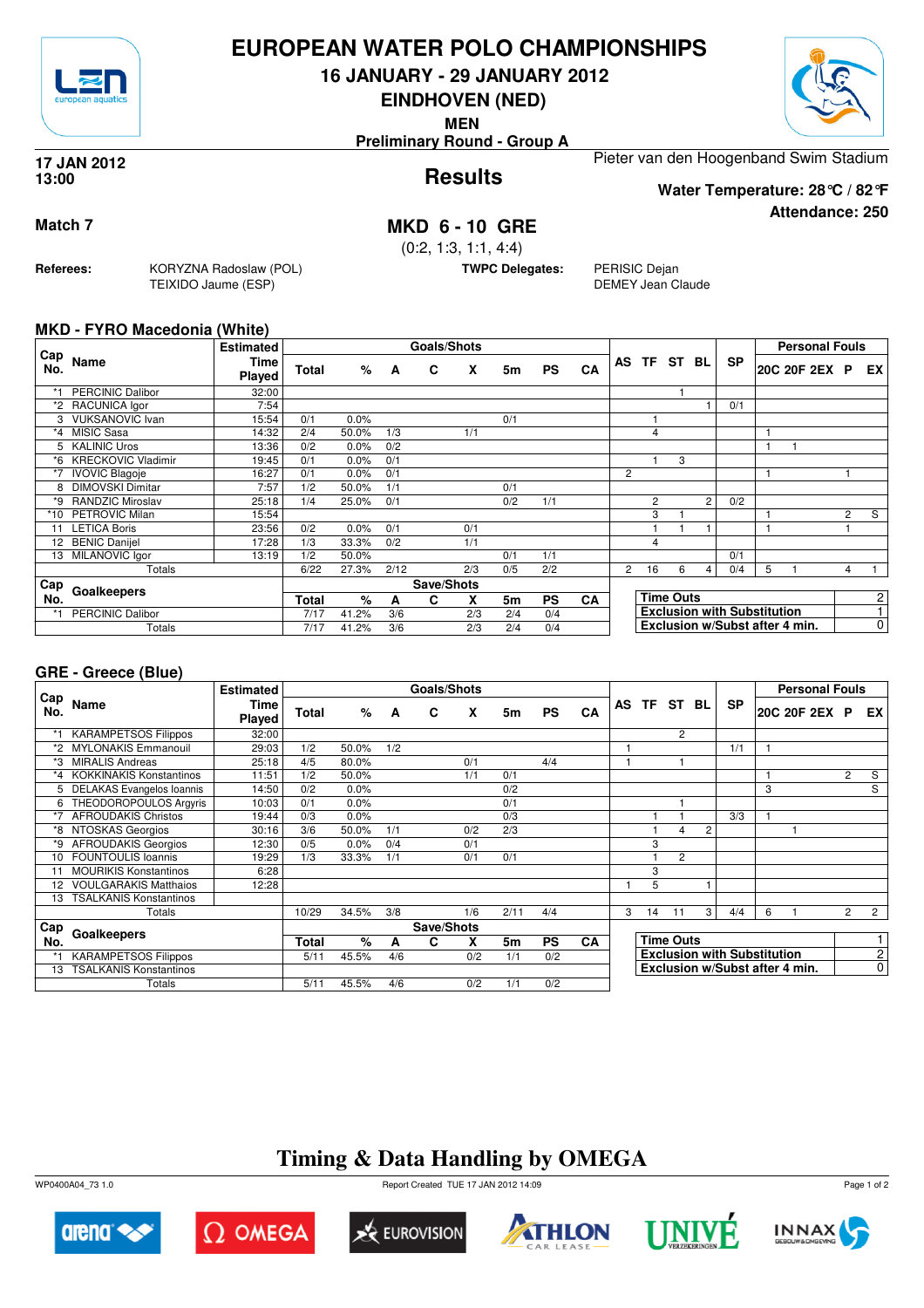# EUROPEAN WATER POLO CHAMPIONSHIPS

**16 JANUARY - 29 JANUARY 2012**

**EINDHOVEN (NED)**

**MEN**

**Preliminary Round - Group A**

**17 JAN 2012**
**13:00**

## Results

Pieter van den Hoogenband Swim Stadium

**Water Temperature: 28°C / 82°F**

**Attendance: 250**

**Match 7**

## MKD 6 - 10 GRE

(0:2, 1:3, 1:1, 4:4)

**Referees:** KORYZNA Radoslaw (POL), TEIXIDO Jaume (ESP)

**TWPC Delegates:** PERISIC Dejan, DEMEY Jean Claude

### MKD - FYRO Macedonia (White)

| Cap No. | Name | Estimated Time Played | Total | % | A | C | X | 5m | PS | CA | AS | TF | ST | BL | SP | 20C | 20F | 2EX | P | EX |
|---|---|---|---|---|---|---|---|---|---|---|---|---|---|---|---|---|---|---|---|---|
| *1 | PERCINIC Dalibor | 32:00 | | | | | | | | | | | 1 | | | | | | | |
| *2 | RACUNICA Igor | 7:54 | | | | | | | | | | | | 1 | 0/1 | | | | | |
| 3 | VUKSANOVIC Ivan | 15:54 | 0/1 | 0.0% | | | | 0/1 | | | | 1 | | | | | | | | |
| *4 | MISIC Sasa | 14:32 | 2/4 | 50.0% | 1/3 | | 1/1 | | | | | 4 | | | | 1 | | | | |
| 5 | KALINIC Uros | 13:36 | 0/2 | 0.0% | 0/2 | | | | | | | | | | | 1 | 1 | | | |
| *6 | KRECKOVIC Vladimir | 19:45 | 0/1 | 0.0% | 0/1 | | | | | | | 1 | 3 | | | | | | | |
| *7 | IVOVIC Blagoje | 16:27 | 0/1 | 0.0% | 0/1 | | | | | | 2 | | | | | 1 | | | 1 | |
| 8 | DIMOVSKI Dimitar | 7:57 | 1/2 | 50.0% | 1/1 | | | 0/1 | | | | | | | | | | | | |
| *9 | RANDZIC Miroslav | 25:18 | 1/4 | 25.0% | 0/1 | | | 0/2 | 1/1 | | | 2 | | 2 | 0/2 | | | | | |
| *10 | PETROVIC Milan | 15:54 | | | | | | | | | | 3 | 1 | | | 1 | | | 2 | S |
| 11 | LETICA Boris | 23:56 | 0/2 | 0.0% | 0/1 | | 0/1 | | | | | 1 | 1 | 1 | | 1 | | | 1 | |
| 12 | BENIC Danijel | 17:28 | 1/3 | 33.3% | 0/2 | | 1/1 | | | | | 4 | | | | | | | | |
| 13 | MILANOVIC Igor | 13:19 | 1/2 | 50.0% | | | | 0/1 | 1/1 | | | | | | 0/1 | | | | | |
| | Totals | | 6/22 | 27.3% | 2/12 | | 2/3 | 0/5 | 2/2 | | 2 | 16 | 6 | 4 | 0/4 | 5 | 1 | | 4 | 1 |

| Cap No. | Goalkeepers | | Total | % | A | C | X | 5m | PS | CA |
|---|---|---|---|---|---|---|---|---|---|---|
| *1 | PERCINIC Dalibor | | 7/17 | 41.2% | 3/6 | | 2/3 | 2/4 | 0/4 | |
| | Totals | | 7/17 | 41.2% | 3/6 | | 2/3 | 2/4 | 0/4 | |

| | |
|---|---|
| Time Outs | 2 |
| Exclusion with Substitution | 1 |
| Exclusion w/Subst after 4 min. | 0 |

### GRE - Greece (Blue)

| Cap No. | Name | Estimated Time Played | Total | % | A | C | X | 5m | PS | CA | AS | TF | ST | BL | SP | 20C | 20F | 2EX | P | EX |
|---|---|---|---|---|---|---|---|---|---|---|---|---|---|---|---|---|---|---|---|---|
| *1 | KARAMPETSOS Filippos | 32:00 | | | | | | | | | | | 2 | | | | | | | |
| *2 | MYLONAKIS Emmanouil | 29:03 | 1/2 | 50.0% | 1/2 | | | | | | 1 | | | | 1/1 | 1 | | | | |
| *3 | MIRALIS Andreas | 25:18 | 4/5 | 80.0% | | | 0/1 | | 4/4 | | 1 | | 1 | | | | | | | |
| *4 | KOKKINAKIS Konstantinos | 11:51 | 1/2 | 50.0% | | | 1/1 | 0/1 | | | | | | | | 1 | | | 2 | S |
| 5 | DELAKAS Evangelos Ioannis | 14:50 | 0/2 | 0.0% | | | | 0/2 | | | | | | | | 3 | | | | S |
| 6 | THEODOROPOULOS Argyris | 10:03 | 0/1 | 0.0% | | | | 0/1 | | | | | 1 | | | | | | | |
| *7 | AFROUDAKIS Christos | 19:44 | 0/3 | 0.0% | | | | 0/3 | | | | 1 | 1 | | 3/3 | 1 | | | | |
| *8 | NTOSKAS Georgios | 30:16 | 3/6 | 50.0% | 1/1 | | 0/2 | 2/3 | | | | 1 | 4 | 2 | | | 1 | | | |
| *9 | AFROUDAKIS Georgios | 12:30 | 0/5 | 0.0% | 0/4 | | 0/1 | | | | | 3 | | | | | | | | |
| 10 | FOUNTOULIS Ioannis | 19:29 | 1/3 | 33.3% | 1/1 | | 0/1 | 0/1 | | | | 1 | 2 | | | | | | | |
| 11 | MOURIKIS Konstantinos | 6:28 | | | | | | | | | | 3 | | | | | | | | |
| 12 | VOULGARAKIS Matthaios | 12:28 | | | | | | | | | 1 | 5 | | 1 | | | | | | |
| 13 | TSALKANIS Konstantinos | | | | | | | | | | | | | | | | | | | |
| | Totals | | 10/29 | 34.5% | 3/8 | | 1/6 | 2/11 | 4/4 | | 3 | 14 | 11 | 3 | 4/4 | 6 | 1 | | 2 | 2 |

| Cap No. | Goalkeepers | | Total | % | A | C | X | 5m | PS | CA |
|---|---|---|---|---|---|---|---|---|---|---|
| *1 | KARAMPETSOS Filippos | | 5/11 | 45.5% | 4/6 | | 0/2 | 1/1 | 0/2 | |
| 13 | TSALKANIS Konstantinos | | | | | | | | | |
| | Totals | | 5/11 | 45.5% | 4/6 | | 0/2 | 1/1 | 0/2 | |

| | |
|---|---|
| Time Outs | 1 |
| Exclusion with Substitution | 2 |
| Exclusion w/Subst after 4 min. | 0 |

## Timing & Data Handling by OMEGA

WP0400A04_73 1.0 Report Created TUE 17 JAN 2012 14:09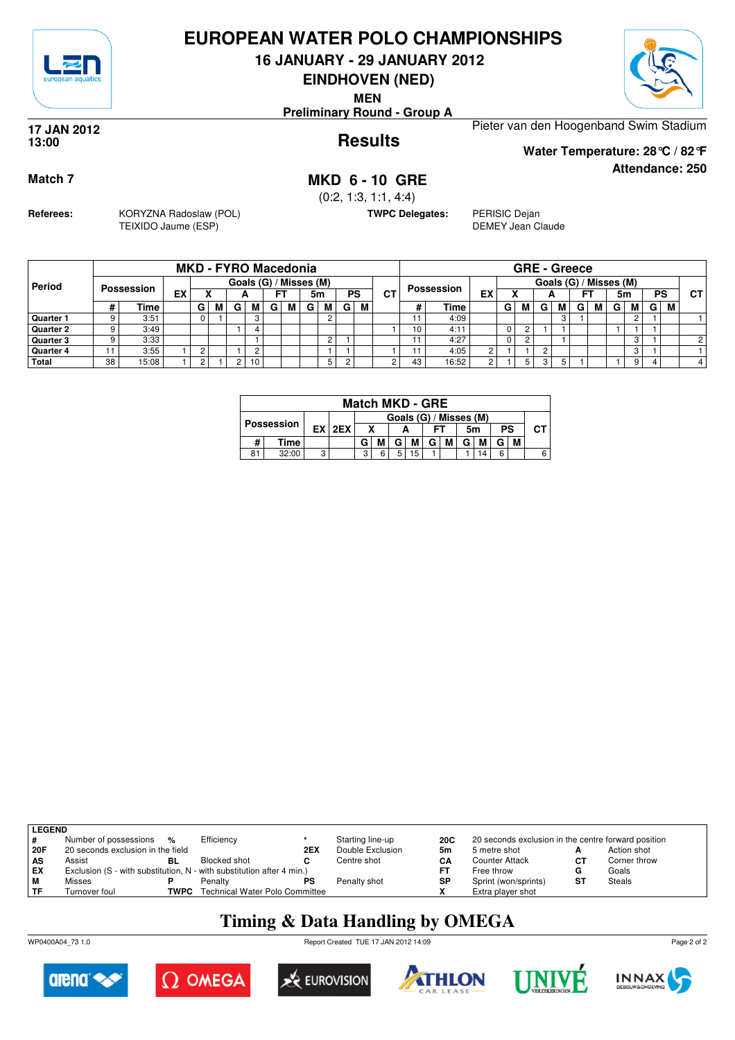# EUROPEAN WATER POLO CHAMPIONSHIPS

## 16 JANUARY - 29 JANUARY 2012

## EINDHOVEN (NED)

**MEN**

**Preliminary Round - Group A**

**17 JAN 2012**
**13:00**

Pieter van den Hoogenband Swim Stadium

## Results

**Water Temperature: 28°C / 82°F**

**Attendance: 250**

**Match 7**

## MKD 6 - 10 GRE

(0:2, 1:3, 1:1, 4:4)

**Referees:** KORYZNA Radoslaw (POL), TEIXIDO Jaume (ESP)

**TWPC Delegates:** PERISIC Dejan, DEMEY Jean Claude

| Period | MKD - FYRO Macedonia | | | | | | | | | | | | | | GRE - Greece | | | | | | | | | | | | | |
|---|---|---|---|---|---|---|---|---|---|---|---|---|---|---|---|---|---|---|---|---|---|---|---|---|---|---|---|---|
| | Possession | | EX | Goals (G) / Misses (M) | | | | | | | | | | CT | Possession | | EX | Goals (G) / Misses (M) | | | | | | | | | | CT |
| | | | | X | | A | | FT | | 5m | | PS | | | | | | X | | A | | FT | | 5m | | PS | | |
| | # | Time | | G | M | G | M | G | M | G | M | G | M | | # | Time | | G | M | G | M | G | M | G | M | G | M | |
| Quarter 1 | 9 | 3:51 | | 0 | 1 | | 3 | | | | 2 | | | | 11 | 4:09 | | | | | 3 | 1 | | | 2 | 1 | | 1 |
| Quarter 2 | 9 | 3:49 | | | | 1 | 4 | | | | | | | 1 | 10 | 4:11 | | 0 | 2 | 1 | 1 | | | 1 | 1 | 1 | | |
| Quarter 3 | 9 | 3:33 | | | | | 1 | | | | 2 | 1 | | | 11 | 4:27 | | 0 | 2 | | 1 | | | | 3 | 1 | | 2 |
| Quarter 4 | 11 | 3:55 | 1 | 2 | | 1 | 2 | | | | 1 | 1 | | 1 | 11 | 4:05 | 2 | 1 | 1 | 2 | | | | | 3 | 1 | | 1 |
| Total | 38 | 15:08 | 1 | 2 | 1 | 2 | 10 | | | | 5 | 2 | | 2 | 43 | 16:52 | 2 | 1 | 5 | 3 | 5 | 1 | | 1 | 9 | 4 | | 4 |

| Match MKD - GRE | | | | | | | | | | | | | | |
|---|---|---|---|---|---|---|---|---|---|---|---|---|---|---|
| Possession | | EX | 2EX | Goals (G) / Misses (M) | | | | | | | | | | CT |
| | | | | X | | A | | FT | | 5m | | PS | | |
| # | Time | | | G | M | G | M | G | M | G | M | G | M | |
| 81 | 32:00 | 3 | | 3 | 6 | 5 | 15 | 1 | | 1 | 14 | 6 | | 6 |

| LEGEND | | | | | | | | | |
|---|---|---|---|---|---|---|---|---|---|
| # | Number of possessions | % | Efficiency | * | Starting line-up | 20C | 20 seconds exclusion in the centre forward position | | |
| 20F | 20 seconds exclusion in the field | | | 2EX | Double Exclusion | 5m | 5 metre shot | A | Action shot |
| AS | Assist | BL | Blocked shot | C | Centre shot | CA | Counter Attack | CT | Corner throw |
| EX | Exclusion (S - with substitution, N - with substitution after 4 min.) | | | | | FT | Free throw | G | Goals |
| M | Misses | P | Penalty | PS | Penalty shot | SP | Sprint (won/sprints) | ST | Steals |
| TF | Turnover foul | TWPC | Technical Water Polo Committee | | | X | Extra player shot | | |

## Timing & Data Handling by OMEGA

WP0400A04_73 1.0 — Report Created TUE 17 JAN 2012 14:09